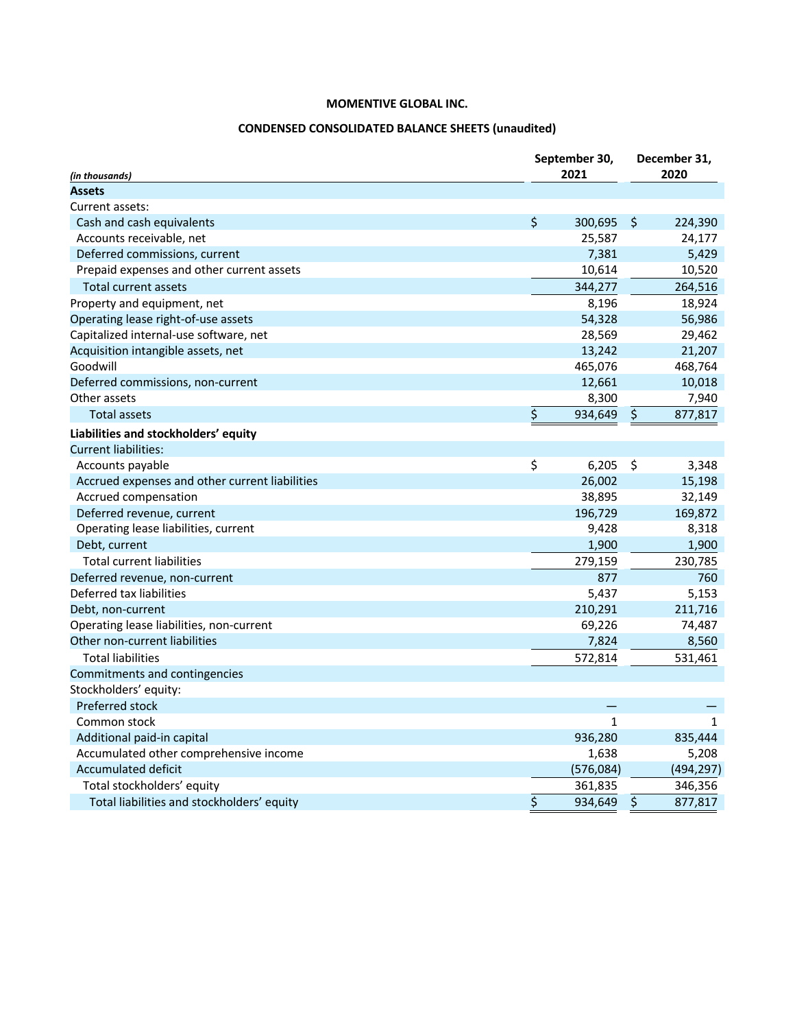**MOMENTIVE GLOBAL INC.**

**CONDENSED CONSOLIDATED BALANCE SHEETS (unaudited)**

| *(in thousands)* | September 30, 2021 | December 31, 2020 |
|---|---|---|
| **Assets** | | |
| Current assets: | | |
| Cash and cash equivalents | $ 300,695 | $ 224,390 |
| Accounts receivable, net | 25,587 | 24,177 |
| Deferred commissions, current | 7,381 | 5,429 |
| Prepaid expenses and other current assets | 10,614 | 10,520 |
| Total current assets | 344,277 | 264,516 |
| Property and equipment, net | 8,196 | 18,924 |
| Operating lease right-of-use assets | 54,328 | 56,986 |
| Capitalized internal-use software, net | 28,569 | 29,462 |
| Acquisition intangible assets, net | 13,242 | 21,207 |
| Goodwill | 465,076 | 468,764 |
| Deferred commissions, non-current | 12,661 | 10,018 |
| Other assets | 8,300 | 7,940 |
| Total assets | $ 934,649 | $ 877,817 |
| **Liabilities and stockholders' equity** | | |
| Current liabilities: | | |
| Accounts payable | $ 6,205 | $ 3,348 |
| Accrued expenses and other current liabilities | 26,002 | 15,198 |
| Accrued compensation | 38,895 | 32,149 |
| Deferred revenue, current | 196,729 | 169,872 |
| Operating lease liabilities, current | 9,428 | 8,318 |
| Debt, current | 1,900 | 1,900 |
| Total current liabilities | 279,159 | 230,785 |
| Deferred revenue, non-current | 877 | 760 |
| Deferred tax liabilities | 5,437 | 5,153 |
| Debt, non-current | 210,291 | 211,716 |
| Operating lease liabilities, non-current | 69,226 | 74,487 |
| Other non-current liabilities | 7,824 | 8,560 |
| Total liabilities | 572,814 | 531,461 |
| Commitments and contingencies | | |
| Stockholders' equity: | | |
| Preferred stock | — | — |
| Common stock | 1 | 1 |
| Additional paid-in capital | 936,280 | 835,444 |
| Accumulated other comprehensive income | 1,638 | 5,208 |
| Accumulated deficit | (576,084) | (494,297) |
| Total stockholders' equity | 361,835 | 346,356 |
| Total liabilities and stockholders' equity | $ 934,649 | $ 877,817 |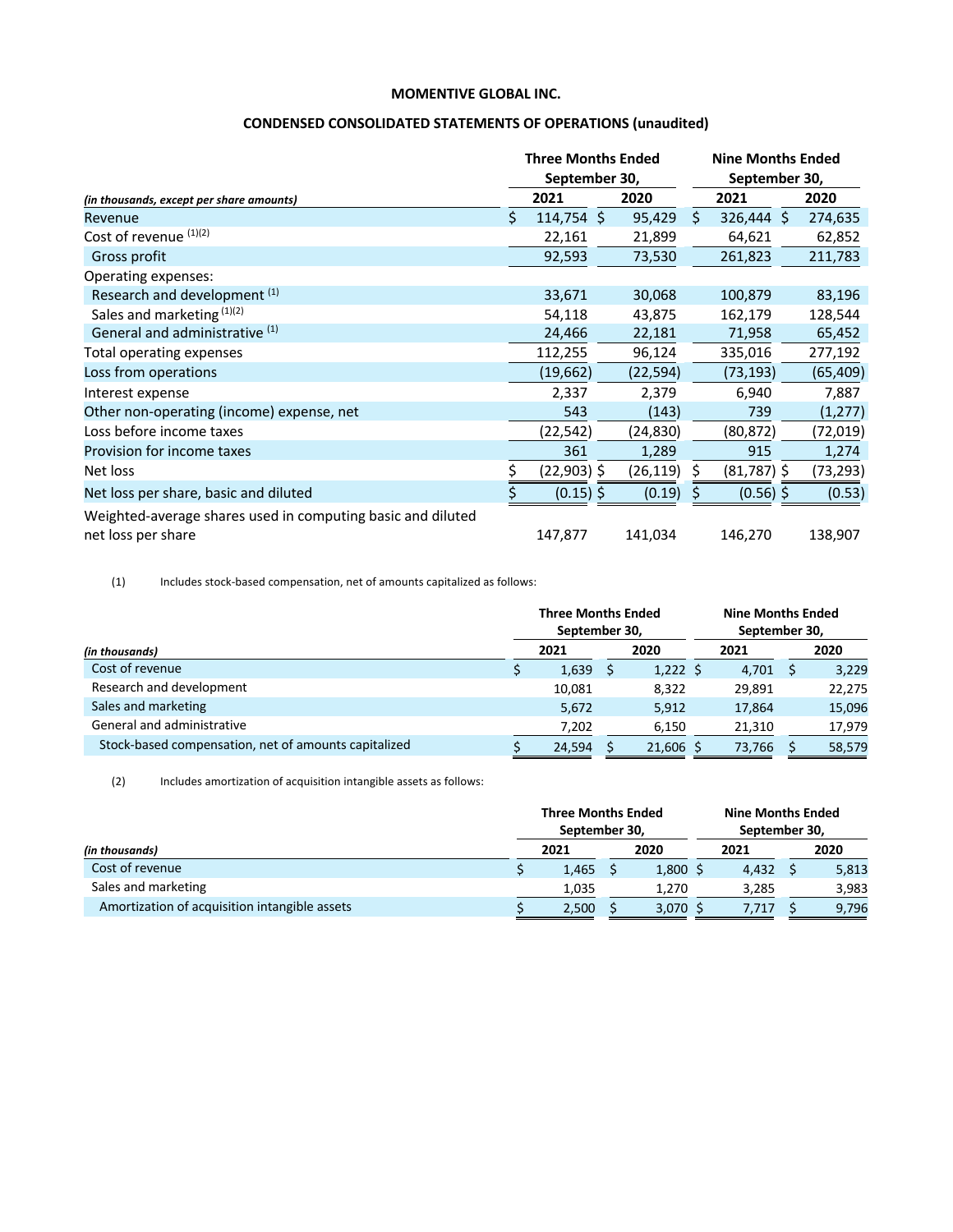# MOMENTIVE GLOBAL INC.

## CONDENSED CONSOLIDATED STATEMENTS OF OPERATIONS (unaudited)

| *(in thousands, except per share amounts)* | Three Months Ended September 30, 2021 | Three Months Ended September 30, 2020 | Nine Months Ended September 30, 2021 | Nine Months Ended September 30, 2020 |
|---|---|---|---|---|
| Revenue | $ 114,754 | $ 95,429 | $ 326,444 | $ 274,635 |
| Cost of revenue [(1)(2)] | 22,161 | 21,899 | 64,621 | 62,852 |
| Gross profit | 92,593 | 73,530 | 261,823 | 211,783 |
| Operating expenses: | | | | |
| Research and development [(1)] | 33,671 | 30,068 | 100,879 | 83,196 |
| Sales and marketing [(1)(2)] | 54,118 | 43,875 | 162,179 | 128,544 |
| General and administrative [(1)] | 24,466 | 22,181 | 71,958 | 65,452 |
| Total operating expenses | 112,255 | 96,124 | 335,016 | 277,192 |
| Loss from operations | (19,662) | (22,594) | (73,193) | (65,409) |
| Interest expense | 2,337 | 2,379 | 6,940 | 7,887 |
| Other non-operating (income) expense, net | 543 | (143) | 739 | (1,277) |
| Loss before income taxes | (22,542) | (24,830) | (80,872) | (72,019) |
| Provision for income taxes | 361 | 1,289 | 915 | 1,274 |
| Net loss | $ (22,903) | $ (26,119) | $ (81,787) | $ (73,293) |
| Net loss per share, basic and diluted | $ (0.15) | $ (0.19) | $ (0.56) | $ (0.53) |
| Weighted-average shares used in computing basic and diluted net loss per share | 147,877 | 141,034 | 146,270 | 138,907 |

(1) Includes stock-based compensation, net of amounts capitalized as follows:

| *(in thousands)* | Three Months Ended September 30, 2021 | Three Months Ended September 30, 2020 | Nine Months Ended September 30, 2021 | Nine Months Ended September 30, 2020 |
|---|---|---|---|---|
| Cost of revenue | $ 1,639 | $ 1,222 | $ 4,701 | $ 3,229 |
| Research and development | 10,081 | 8,322 | 29,891 | 22,275 |
| Sales and marketing | 5,672 | 5,912 | 17,864 | 15,096 |
| General and administrative | 7,202 | 6,150 | 21,310 | 17,979 |
| Stock-based compensation, net of amounts capitalized | $ 24,594 | $ 21,606 | $ 73,766 | $ 58,579 |

(2) Includes amortization of acquisition intangible assets as follows:

| *(in thousands)* | Three Months Ended September 30, 2021 | Three Months Ended September 30, 2020 | Nine Months Ended September 30, 2021 | Nine Months Ended September 30, 2020 |
|---|---|---|---|---|
| Cost of revenue | $ 1,465 | $ 1,800 | $ 4,432 | $ 5,813 |
| Sales and marketing | 1,035 | 1,270 | 3,285 | 3,983 |
| Amortization of acquisition intangible assets | $ 2,500 | $ 3,070 | $ 7,717 | $ 9,796 |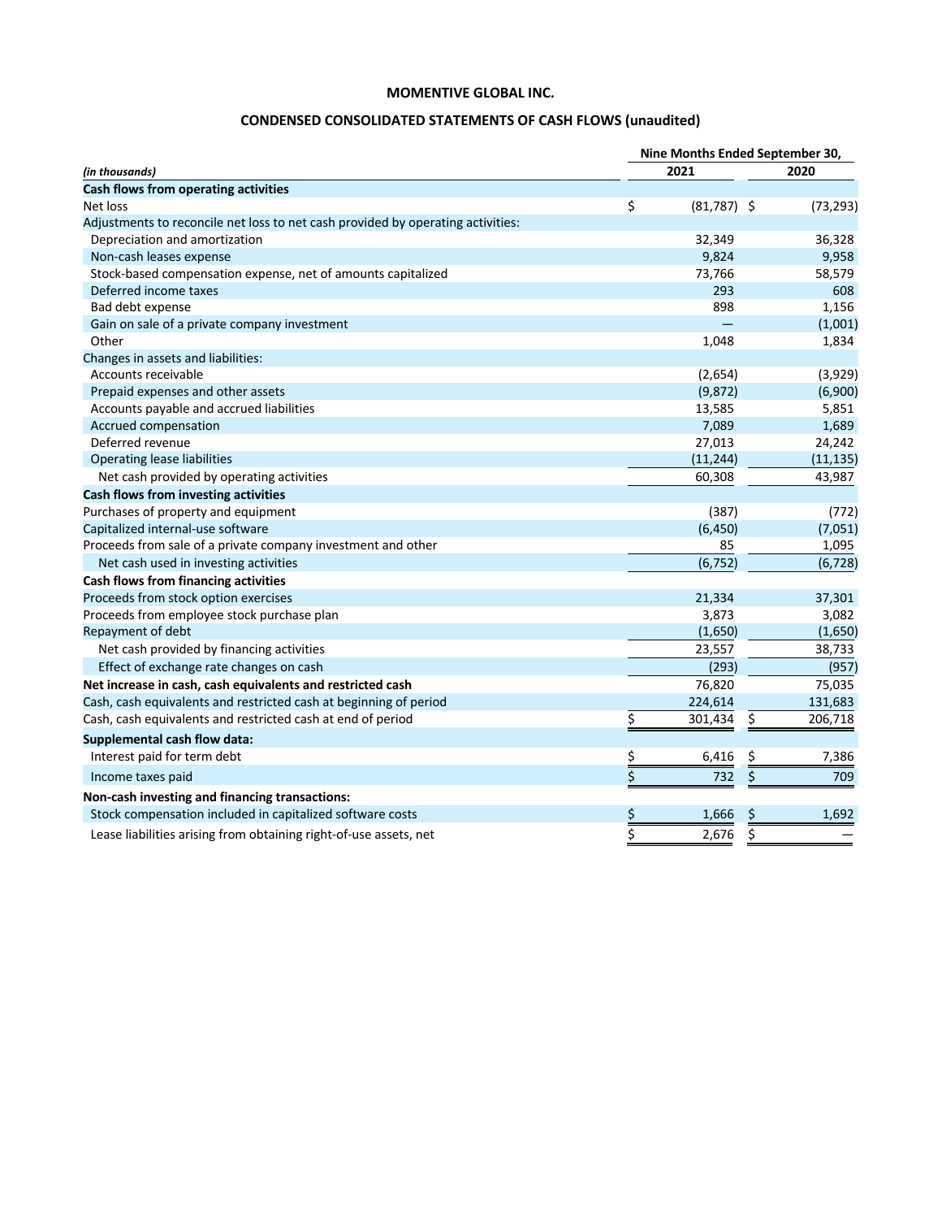# MOMENTIVE GLOBAL INC.

## CONDENSED CONSOLIDATED STATEMENTS OF CASH FLOWS (unaudited)

| *(in thousands)* | Nine Months Ended September 30, 2021 | Nine Months Ended September 30, 2020 |
|---|---|---|
| **Cash flows from operating activities** | | |
| Net loss | $ (81,787) | $ (73,293) |
| Adjustments to reconcile net loss to net cash provided by operating activities: | | |
| Depreciation and amortization | 32,349 | 36,328 |
| Non-cash leases expense | 9,824 | 9,958 |
| Stock-based compensation expense, net of amounts capitalized | 73,766 | 58,579 |
| Deferred income taxes | 293 | 608 |
| Bad debt expense | 898 | 1,156 |
| Gain on sale of a private company investment | — | (1,001) |
| Other | 1,048 | 1,834 |
| Changes in assets and liabilities: | | |
| Accounts receivable | (2,654) | (3,929) |
| Prepaid expenses and other assets | (9,872) | (6,900) |
| Accounts payable and accrued liabilities | 13,585 | 5,851 |
| Accrued compensation | 7,089 | 1,689 |
| Deferred revenue | 27,013 | 24,242 |
| Operating lease liabilities | (11,244) | (11,135) |
| Net cash provided by operating activities | 60,308 | 43,987 |
| **Cash flows from investing activities** | | |
| Purchases of property and equipment | (387) | (772) |
| Capitalized internal-use software | (6,450) | (7,051) |
| Proceeds from sale of a private company investment and other | 85 | 1,095 |
| Net cash used in investing activities | (6,752) | (6,728) |
| **Cash flows from financing activities** | | |
| Proceeds from stock option exercises | 21,334 | 37,301 |
| Proceeds from employee stock purchase plan | 3,873 | 3,082 |
| Repayment of debt | (1,650) | (1,650) |
| Net cash provided by financing activities | 23,557 | 38,733 |
| Effect of exchange rate changes on cash | (293) | (957) |
| **Net increase in cash, cash equivalents and restricted cash** | 76,820 | 75,035 |
| Cash, cash equivalents and restricted cash at beginning of period | 224,614 | 131,683 |
| Cash, cash equivalents and restricted cash at end of period | $ 301,434 | $ 206,718 |
| **Supplemental cash flow data:** | | |
| Interest paid for term debt | $ 6,416 | $ 7,386 |
| Income taxes paid | $ 732 | $ 709 |
| **Non-cash investing and financing transactions:** | | |
| Stock compensation included in capitalized software costs | $ 1,666 | $ 1,692 |
| Lease liabilities arising from obtaining right-of-use assets, net | $ 2,676 | $ — |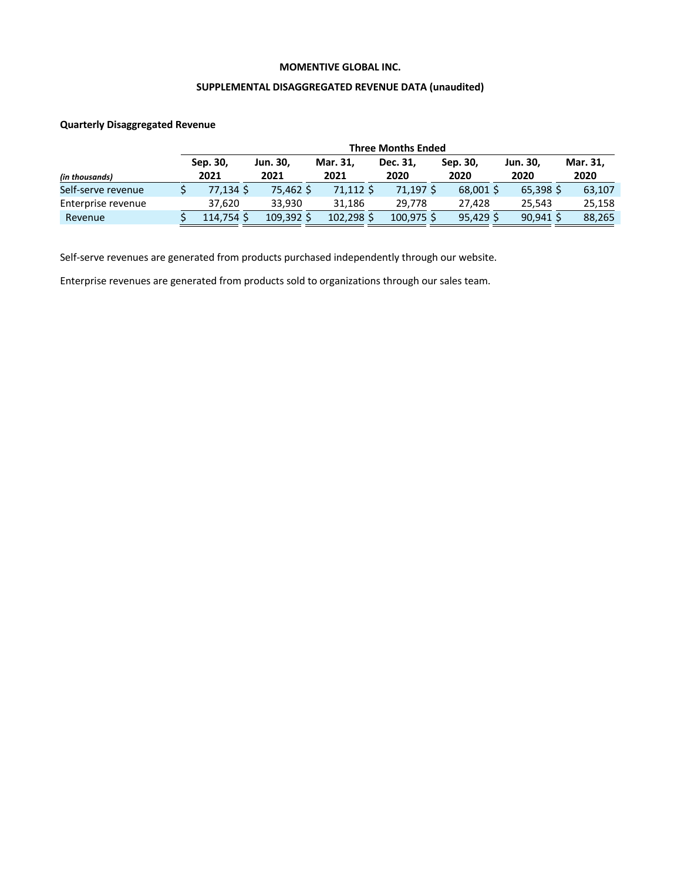**MOMENTIVE GLOBAL INC.**

**SUPPLEMENTAL DISAGGREGATED REVENUE DATA (unaudited)**

**Quarterly Disaggregated Revenue**

| | Three Months Ended | | | | | | |
|---|---|---|---|---|---|---|---|
| *(in thousands)* | **Sep. 30, 2021** | **Jun. 30, 2021** | **Mar. 31, 2021** | **Dec. 31, 2020** | **Sep. 30, 2020** | **Jun. 30, 2020** | **Mar. 31, 2020** |
| Self-serve revenue | $ 77,134 | $ 75,462 | $ 71,112 | $ 71,197 | $ 68,001 | $ 65,398 | $ 63,107 |
| Enterprise revenue | 37,620 | 33,930 | 31,186 | 29,778 | 27,428 | 25,543 | 25,158 |
| Revenue | $ 114,754 | $ 109,392 | $ 102,298 | $ 100,975 | $ 95,429 | $ 90,941 | $ 88,265 |

Self-serve revenues are generated from products purchased independently through our website.

Enterprise revenues are generated from products sold to organizations through our sales team.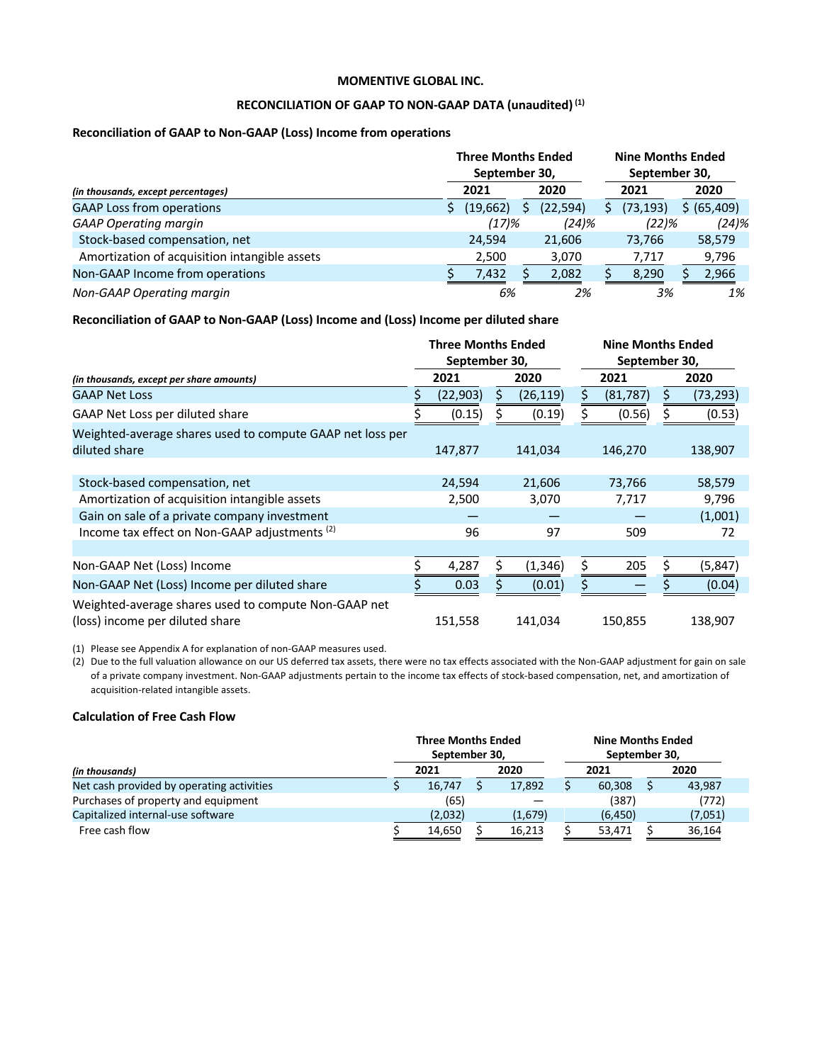**MOMENTIVE GLOBAL INC.**

**RECONCILIATION OF GAAP TO NON-GAAP DATA (unaudited) [(1)]**

**Reconciliation of GAAP to Non-GAAP (Loss) Income from operations**

| *(in thousands, except percentages)* | Three Months Ended September 30, 2021 | Three Months Ended September 30, 2020 | Nine Months Ended September 30, 2021 | Nine Months Ended September 30, 2020 |
|---|---|---|---|---|
| GAAP Loss from operations | $ (19,662) | $ (22,594) | $ (73,193) | $ (65,409) |
| *GAAP Operating margin* | *(17)%* | *(24)%* | *(22)%* | *(24)%* |
| Stock-based compensation, net | 24,594 | 21,606 | 73,766 | 58,579 |
| Amortization of acquisition intangible assets | 2,500 | 3,070 | 7,717 | 9,796 |
| Non-GAAP Income from operations | $ 7,432 | $ 2,082 | $ 8,290 | $ 2,966 |
| *Non-GAAP Operating margin* | *6%* | *2%* | *3%* | *1%* |

**Reconciliation of GAAP to Non-GAAP (Loss) Income and (Loss) Income per diluted share**

| *(in thousands, except per share amounts)* | Three Months Ended September 30, 2021 | Three Months Ended September 30, 2020 | Nine Months Ended September 30, 2021 | Nine Months Ended September 30, 2020 |
|---|---|---|---|---|
| GAAP Net Loss | $ (22,903) | $ (26,119) | $ (81,787) | $ (73,293) |
| GAAP Net Loss per diluted share | $ (0.15) | $ (0.19) | $ (0.56) | $ (0.53) |
| Weighted-average shares used to compute GAAP net loss per diluted share | 147,877 | 141,034 | 146,270 | 138,907 |
| | | | | |
| Stock-based compensation, net | 24,594 | 21,606 | 73,766 | 58,579 |
| Amortization of acquisition intangible assets | 2,500 | 3,070 | 7,717 | 9,796 |
| Gain on sale of a private company investment | — | — | — | (1,001) |
| Income tax effect on Non-GAAP adjustments [(2)] | 96 | 97 | 509 | 72 |
| | | | | |
| Non-GAAP Net (Loss) Income | $ 4,287 | $ (1,346) | $ 205 | $ (5,847) |
| Non-GAAP Net (Loss) Income per diluted share | $ 0.03 | $ (0.01) | $ — | $ (0.04) |
| Weighted-average shares used to compute Non-GAAP net (loss) income per diluted share | 151,558 | 141,034 | 150,855 | 138,907 |

(1) Please see Appendix A for explanation of non-GAAP measures used.

(2) Due to the full valuation allowance on our US deferred tax assets, there were no tax effects associated with the Non-GAAP adjustment for gain on sale of a private company investment. Non-GAAP adjustments pertain to the income tax effects of stock-based compensation, net, and amortization of acquisition-related intangible assets.

**Calculation of Free Cash Flow**

| *(in thousands)* | Three Months Ended September 30, 2021 | Three Months Ended September 30, 2020 | Nine Months Ended September 30, 2021 | Nine Months Ended September 30, 2020 |
|---|---|---|---|---|
| Net cash provided by operating activities | $ 16,747 | $ 17,892 | $ 60,308 | $ 43,987 |
| Purchases of property and equipment | (65) | — | (387) | (772) |
| Capitalized internal-use software | (2,032) | (1,679) | (6,450) | (7,051) |
| Free cash flow | $ 14,650 | $ 16,213 | $ 53,471 | $ 36,164 |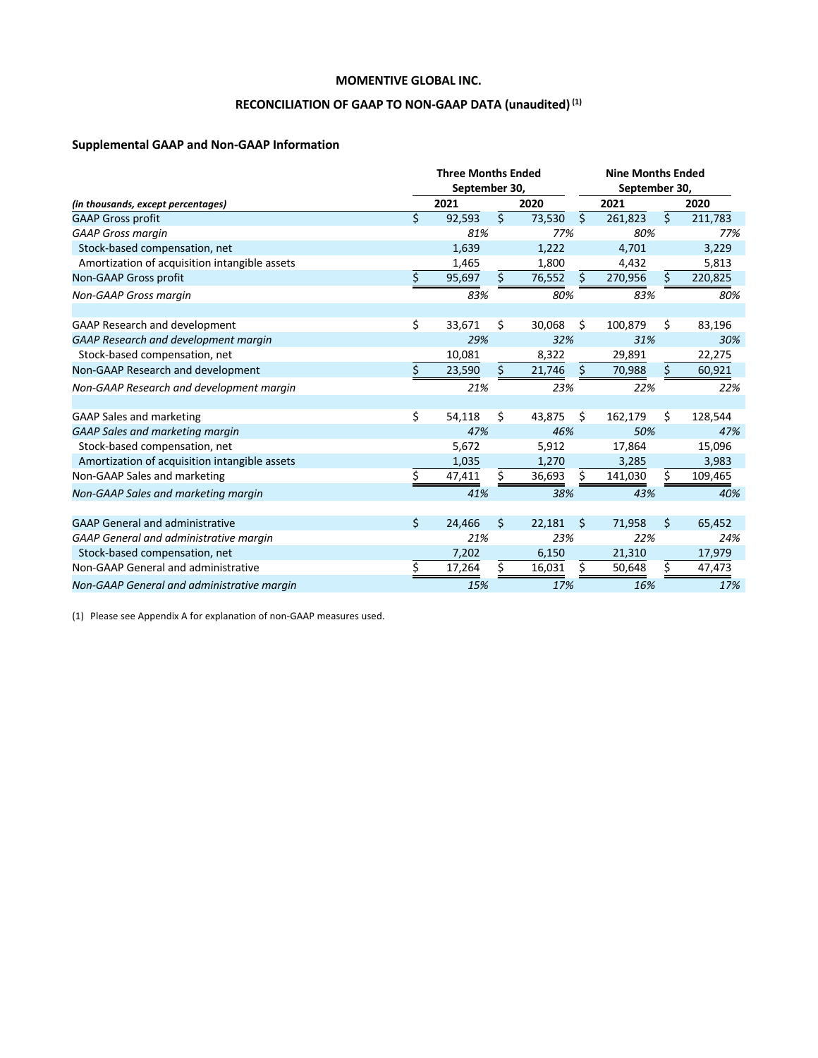**MOMENTIVE GLOBAL INC.**

**RECONCILIATION OF GAAP TO NON-GAAP DATA (unaudited) (1)**

### Supplemental GAAP and Non-GAAP Information

| *(in thousands, except percentages)* | Three Months Ended September 30, 2021 | Three Months Ended September 30, 2020 | Nine Months Ended September 30, 2021 | Nine Months Ended September 30, 2020 |
|---|---|---|---|---|
| GAAP Gross profit | $ 92,593 | $ 73,530 | $ 261,823 | $ 211,783 |
| *GAAP Gross margin* | *81%* | *77%* | *80%* | *77%* |
| Stock-based compensation, net | 1,639 | 1,222 | 4,701 | 3,229 |
| Amortization of acquisition intangible assets | 1,465 | 1,800 | 4,432 | 5,813 |
| Non-GAAP Gross profit | $ 95,697 | $ 76,552 | $ 270,956 | $ 220,825 |
| *Non-GAAP Gross margin* | *83%* | *80%* | *83%* | *80%* |
| | | | | |
| GAAP Research and development | $ 33,671 | $ 30,068 | $ 100,879 | $ 83,196 |
| *GAAP Research and development margin* | *29%* | *32%* | *31%* | *30%* |
| Stock-based compensation, net | 10,081 | 8,322 | 29,891 | 22,275 |
| Non-GAAP Research and development | $ 23,590 | $ 21,746 | $ 70,988 | $ 60,921 |
| *Non-GAAP Research and development margin* | *21%* | *23%* | *22%* | *22%* |
| | | | | |
| GAAP Sales and marketing | $ 54,118 | $ 43,875 | $ 162,179 | $ 128,544 |
| *GAAP Sales and marketing margin* | *47%* | *46%* | *50%* | *47%* |
| Stock-based compensation, net | 5,672 | 5,912 | 17,864 | 15,096 |
| Amortization of acquisition intangible assets | 1,035 | 1,270 | 3,285 | 3,983 |
| Non-GAAP Sales and marketing | $ 47,411 | $ 36,693 | $ 141,030 | $ 109,465 |
| *Non-GAAP Sales and marketing margin* | *41%* | *38%* | *43%* | *40%* |
| | | | | |
| GAAP General and administrative | $ 24,466 | $ 22,181 | $ 71,958 | $ 65,452 |
| *GAAP General and administrative margin* | *21%* | *23%* | *22%* | *24%* |
| Stock-based compensation, net | 7,202 | 6,150 | 21,310 | 17,979 |
| Non-GAAP General and administrative | $ 17,264 | $ 16,031 | $ 50,648 | $ 47,473 |
| *Non-GAAP General and administrative margin* | *15%* | *17%* | *16%* | *17%* |

(1) Please see Appendix A for explanation of non-GAAP measures used.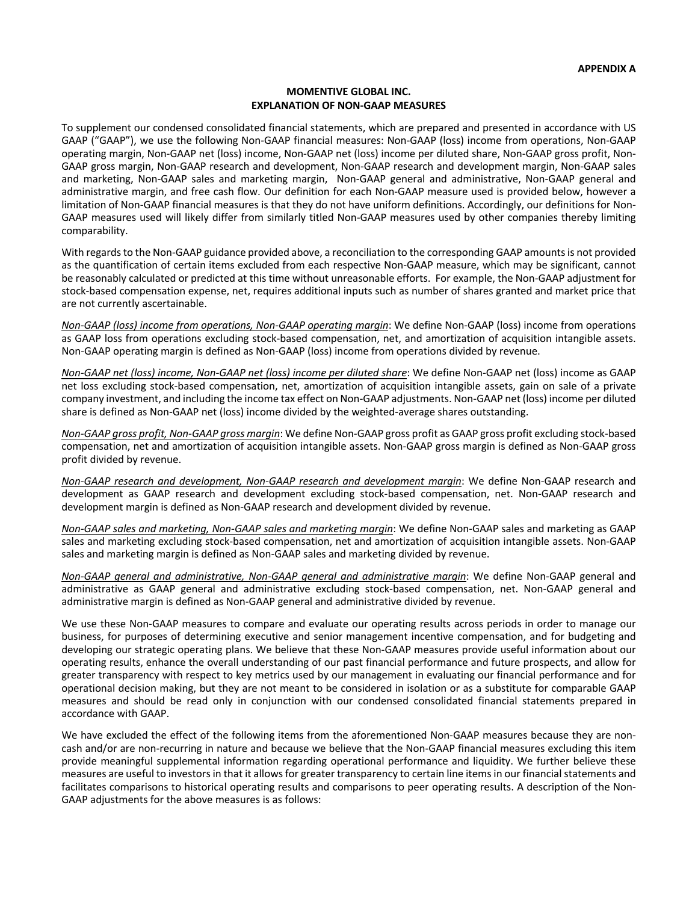**APPENDIX A**

# MOMENTIVE GLOBAL INC.
## EXPLANATION OF NON-GAAP MEASURES

To supplement our condensed consolidated financial statements, which are prepared and presented in accordance with US GAAP ("GAAP"), we use the following Non-GAAP financial measures: Non-GAAP (loss) income from operations, Non-GAAP operating margin, Non-GAAP net (loss) income, Non-GAAP net (loss) income per diluted share, Non-GAAP gross profit, Non-GAAP gross margin, Non-GAAP research and development, Non-GAAP research and development margin, Non-GAAP sales and marketing, Non-GAAP sales and marketing margin, Non-GAAP general and administrative, Non-GAAP general and administrative margin, and free cash flow. Our definition for each Non-GAAP measure used is provided below, however a limitation of Non-GAAP financial measures is that they do not have uniform definitions. Accordingly, our definitions for Non-GAAP measures used will likely differ from similarly titled Non-GAAP measures used by other companies thereby limiting comparability.

With regards to the Non-GAAP guidance provided above, a reconciliation to the corresponding GAAP amounts is not provided as the quantification of certain items excluded from each respective Non-GAAP measure, which may be significant, cannot be reasonably calculated or predicted at this time without unreasonable efforts. For example, the Non-GAAP adjustment for stock-based compensation expense, net, requires additional inputs such as number of shares granted and market price that are not currently ascertainable.

*Non-GAAP (loss) income from operations, Non-GAAP operating margin*: We define Non-GAAP (loss) income from operations as GAAP loss from operations excluding stock-based compensation, net, and amortization of acquisition intangible assets. Non-GAAP operating margin is defined as Non-GAAP (loss) income from operations divided by revenue.

*Non-GAAP net (loss) income, Non-GAAP net (loss) income per diluted share*: We define Non-GAAP net (loss) income as GAAP net loss excluding stock-based compensation, net, amortization of acquisition intangible assets, gain on sale of a private company investment, and including the income tax effect on Non-GAAP adjustments. Non-GAAP net (loss) income per diluted share is defined as Non-GAAP net (loss) income divided by the weighted-average shares outstanding.

*Non-GAAP gross profit, Non-GAAP gross margin*: We define Non-GAAP gross profit as GAAP gross profit excluding stock-based compensation, net and amortization of acquisition intangible assets. Non-GAAP gross margin is defined as Non-GAAP gross profit divided by revenue.

*Non-GAAP research and development, Non-GAAP research and development margin*: We define Non-GAAP research and development as GAAP research and development excluding stock-based compensation, net. Non-GAAP research and development margin is defined as Non-GAAP research and development divided by revenue.

*Non-GAAP sales and marketing, Non-GAAP sales and marketing margin*: We define Non-GAAP sales and marketing as GAAP sales and marketing excluding stock-based compensation, net and amortization of acquisition intangible assets. Non-GAAP sales and marketing margin is defined as Non-GAAP sales and marketing divided by revenue.

*Non-GAAP general and administrative, Non-GAAP general and administrative margin*: We define Non-GAAP general and administrative as GAAP general and administrative excluding stock-based compensation, net. Non-GAAP general and administrative margin is defined as Non-GAAP general and administrative divided by revenue.

We use these Non-GAAP measures to compare and evaluate our operating results across periods in order to manage our business, for purposes of determining executive and senior management incentive compensation, and for budgeting and developing our strategic operating plans. We believe that these Non-GAAP measures provide useful information about our operating results, enhance the overall understanding of our past financial performance and future prospects, and allow for greater transparency with respect to key metrics used by our management in evaluating our financial performance and for operational decision making, but they are not meant to be considered in isolation or as a substitute for comparable GAAP measures and should be read only in conjunction with our condensed consolidated financial statements prepared in accordance with GAAP.

We have excluded the effect of the following items from the aforementioned Non-GAAP measures because they are non-cash and/or are non-recurring in nature and because we believe that the Non-GAAP financial measures excluding this item provide meaningful supplemental information regarding operational performance and liquidity. We further believe these measures are useful to investors in that it allows for greater transparency to certain line items in our financial statements and facilitates comparisons to historical operating results and comparisons to peer operating results. A description of the Non-GAAP adjustments for the above measures is as follows: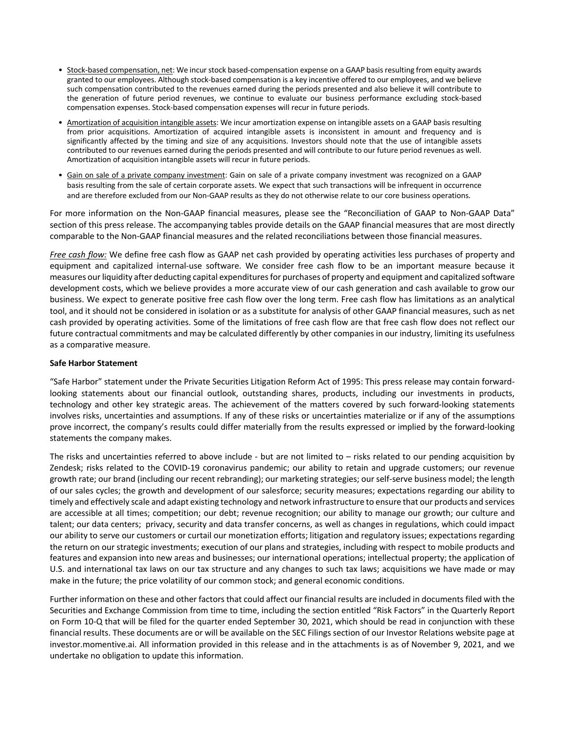- Stock-based compensation, net: We incur stock based-compensation expense on a GAAP basis resulting from equity awards granted to our employees. Although stock-based compensation is a key incentive offered to our employees, and we believe such compensation contributed to the revenues earned during the periods presented and also believe it will contribute to the generation of future period revenues, we continue to evaluate our business performance excluding stock-based compensation expenses. Stock-based compensation expenses will recur in future periods.
- Amortization of acquisition intangible assets: We incur amortization expense on intangible assets on a GAAP basis resulting from prior acquisitions. Amortization of acquired intangible assets is inconsistent in amount and frequency and is significantly affected by the timing and size of any acquisitions. Investors should note that the use of intangible assets contributed to our revenues earned during the periods presented and will contribute to our future period revenues as well. Amortization of acquisition intangible assets will recur in future periods.
- Gain on sale of a private company investment: Gain on sale of a private company investment was recognized on a GAAP basis resulting from the sale of certain corporate assets. We expect that such transactions will be infrequent in occurrence and are therefore excluded from our Non-GAAP results as they do not otherwise relate to our core business operations.

For more information on the Non-GAAP financial measures, please see the "Reconciliation of GAAP to Non-GAAP Data" section of this press release. The accompanying tables provide details on the GAAP financial measures that are most directly comparable to the Non-GAAP financial measures and the related reconciliations between those financial measures.

*Free cash flow:* We define free cash flow as GAAP net cash provided by operating activities less purchases of property and equipment and capitalized internal-use software. We consider free cash flow to be an important measure because it measures our liquidity after deducting capital expenditures for purchases of property and equipment and capitalized software development costs, which we believe provides a more accurate view of our cash generation and cash available to grow our business. We expect to generate positive free cash flow over the long term. Free cash flow has limitations as an analytical tool, and it should not be considered in isolation or as a substitute for analysis of other GAAP financial measures, such as net cash provided by operating activities. Some of the limitations of free cash flow are that free cash flow does not reflect our future contractual commitments and may be calculated differently by other companies in our industry, limiting its usefulness as a comparative measure.

**Safe Harbor Statement**

"Safe Harbor" statement under the Private Securities Litigation Reform Act of 1995: This press release may contain forward-looking statements about our financial outlook, outstanding shares, products, including our investments in products, technology and other key strategic areas. The achievement of the matters covered by such forward-looking statements involves risks, uncertainties and assumptions. If any of these risks or uncertainties materialize or if any of the assumptions prove incorrect, the company's results could differ materially from the results expressed or implied by the forward-looking statements the company makes.

The risks and uncertainties referred to above include - but are not limited to – risks related to our pending acquisition by Zendesk; risks related to the COVID-19 coronavirus pandemic; our ability to retain and upgrade customers; our revenue growth rate; our brand (including our recent rebranding); our marketing strategies; our self-serve business model; the length of our sales cycles; the growth and development of our salesforce; security measures; expectations regarding our ability to timely and effectively scale and adapt existing technology and network infrastructure to ensure that our products and services are accessible at all times; competition; our debt; revenue recognition; our ability to manage our growth; our culture and talent; our data centers; privacy, security and data transfer concerns, as well as changes in regulations, which could impact our ability to serve our customers or curtail our monetization efforts; litigation and regulatory issues; expectations regarding the return on our strategic investments; execution of our plans and strategies, including with respect to mobile products and features and expansion into new areas and businesses; our international operations; intellectual property; the application of U.S. and international tax laws on our tax structure and any changes to such tax laws; acquisitions we have made or may make in the future; the price volatility of our common stock; and general economic conditions.

Further information on these and other factors that could affect our financial results are included in documents filed with the Securities and Exchange Commission from time to time, including the section entitled "Risk Factors" in the Quarterly Report on Form 10-Q that will be filed for the quarter ended September 30, 2021, which should be read in conjunction with these financial results. These documents are or will be available on the SEC Filings section of our Investor Relations website page at investor.momentive.ai. All information provided in this release and in the attachments is as of November 9, 2021, and we undertake no obligation to update this information.